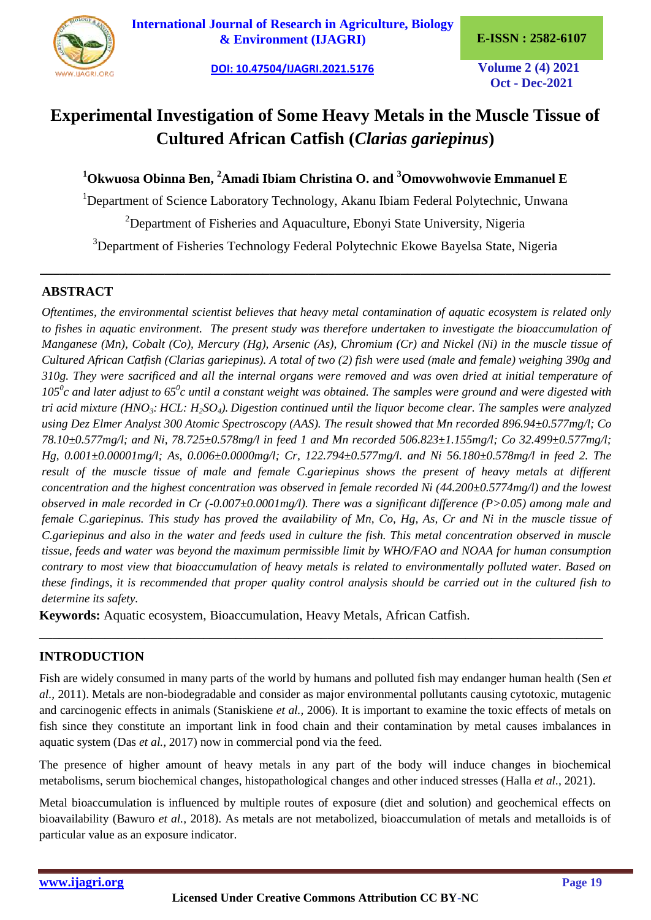# Experimental Investigation of Some Heavy Metals in the Muscle Tissue of Cultured African Catfish (*Clarias gariepinus*)

**[1]Okwuosa Obinna Ben, [2]Amadi Ibiam Christina O. and [3]Omovwohwovie Emmanuel E**

[1]Department of Science Laboratory Technology, Akanu Ibiam Federal Polytechnic, Unwana

[2]Department of Fisheries and Aquaculture, Ebonyi State University, Nigeria

[3]Department of Fisheries Technology Federal Polytechnic Ekowe Bayelsa State, Nigeria

## ABSTRACT

*Oftentimes, the environmental scientist believes that heavy metal contamination of aquatic ecosystem is related only to fishes in aquatic environment. The present study was therefore undertaken to investigate the bioaccumulation of Manganese (Mn), Cobalt (Co), Mercury (Hg), Arsenic (As), Chromium (Cr) and Nickel (Ni) in the muscle tissue of Cultured African Catfish (Clarias gariepinus). A total of two (2) fish were used (male and female) weighing 390g and 310g. They were sacrificed and all the internal organs were removed and was oven dried at initial temperature of $105^0$c and later adjust to $65^0$c until a constant weight was obtained. The samples were ground and were digested with tri acid mixture ($HNO_3$: HCL: $H_2SO_4$). Digestion continued until the liquor become clear. The samples were analyzed using Dez Elmer Analyst 300 Atomic Spectroscopy (AAS). The result showed that Mn recorded 896.94±0.577mg/l; Co 78.10±0.577mg/l; and Ni, 78.725±0.578mg/l in feed 1 and Mn recorded 506.823±1.155mg/l; Co 32.499±0.577mg/l; Hg, 0.001±0.00001mg/l; As, 0.006±0.0000mg/l; Cr, 122.794±0.577mg/l. and Ni 56.180±0.578mg/l in feed 2. The result of the muscle tissue of male and female C.gariepinus shows the present of heavy metals at different concentration and the highest concentration was observed in female recorded Ni (44.200±0.5774mg/l) and the lowest observed in male recorded in Cr (-0.007±0.0001mg/l). There was a significant difference (P>0.05) among male and female C.gariepinus. This study has proved the availability of Mn, Co, Hg, As, Cr and Ni in the muscle tissue of C.gariepinus and also in the water and feeds used in culture the fish. This metal concentration observed in muscle tissue, feeds and water was beyond the maximum permissible limit by WHO/FAO and NOAA for human consumption contrary to most view that bioaccumulation of heavy metals is related to environmentally polluted water. Based on these findings, it is recommended that proper quality control analysis should be carried out in the cultured fish to determine its safety.*

**Keywords:** Aquatic ecosystem, Bioaccumulation, Heavy Metals, African Catfish.

## INTRODUCTION

Fish are widely consumed in many parts of the world by humans and polluted fish may endanger human health (Sen *et al.,* 2011). Metals are non-biodegradable and consider as major environmental pollutants causing cytotoxic, mutagenic and carcinogenic effects in animals (Staniskiene *et al.,* 2006). It is important to examine the toxic effects of metals on fish since they constitute an important link in food chain and their contamination by metal causes imbalances in aquatic system (Das *et al.,* 2017) now in commercial pond via the feed.

The presence of higher amount of heavy metals in any part of the body will induce changes in biochemical metabolisms, serum biochemical changes, histopathological changes and other induced stresses (Halla *et al.,* 2021).

Metal bioaccumulation is influenced by multiple routes of exposure (diet and solution) and geochemical effects on bioavailability (Bawuro *et al.,* 2018). As metals are not metabolized, bioaccumulation of metals and metalloids is of particular value as an exposure indicator.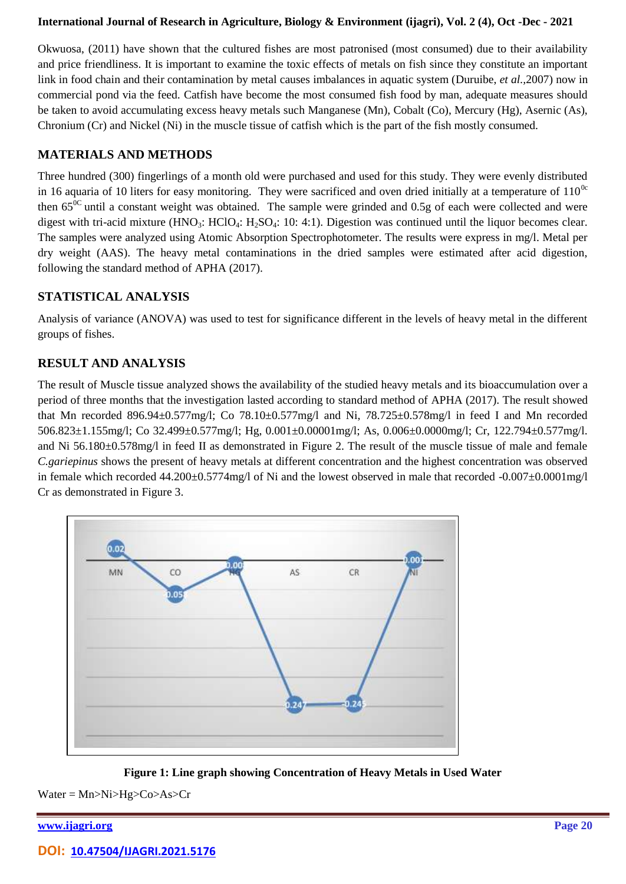Okwuosa, (2011) have shown that the cultured fishes are most patronised (most consumed) due to their availability and price friendliness. It is important to examine the toxic effects of metals on fish since they constitute an important link in food chain and their contamination by metal causes imbalances in aquatic system (Duruibe, *et al.*,2007) now in commercial pond via the feed. Catfish have become the most consumed fish food by man, adequate measures should be taken to avoid accumulating excess heavy metals such Manganese (Mn), Cobalt (Co), Mercury (Hg), Asernic (As), Chronium (Cr) and Nickel (Ni) in the muscle tissue of catfish which is the part of the fish mostly consumed.

## MATERIALS AND METHODS

Three hundred (300) fingerlings of a month old were purchased and used for this study. They were evenly distributed in 16 aquaria of 10 liters for easy monitoring. They were sacrificed and oven dried initially at a temperature of 110$^{0c}$ then 65$^{0C}$ until a constant weight was obtained. The sample were grinded and 0.5g of each were collected and were digest with tri-acid mixture ($HNO_3$: $HClO_4$: $H_2SO_4$: 10: 4:1). Digestion was continued until the liquor becomes clear. The samples were analyzed using Atomic Absorption Spectrophotometer. The results were express in mg/l. Metal per dry weight (AAS). The heavy metal contaminations in the dried samples were estimated after acid digestion, following the standard method of APHA (2017).

## STATISTICAL ANALYSIS

Analysis of variance (ANOVA) was used to test for significance different in the levels of heavy metal in the different groups of fishes.

## RESULT AND ANALYSIS

The result of Muscle tissue analyzed shows the availability of the studied heavy metals and its bioaccumulation over a period of three months that the investigation lasted according to standard method of APHA (2017). The result showed that Mn recorded 896.94±0.577mg/l; Co 78.10±0.577mg/l and Ni, 78.725±0.578mg/l in feed I and Mn recorded 506.823±1.155mg/l; Co 32.499±0.577mg/l; Hg, 0.001±0.00001mg/l; As, 0.006±0.0000mg/l; Cr, 122.794±0.577mg/l. and Ni 56.180±0.578mg/l in feed II as demonstrated in Figure 2. The result of the muscle tissue of male and female *C.gariepinus* shows the present of heavy metals at different concentration and the highest concentration was observed in female which recorded 44.200±0.5774mg/l of Ni and the lowest observed in male that recorded -0.007±0.0001mg/l Cr as demonstrated in Figure 3.

**Figure 1: Line graph showing Concentration of Heavy Metals in Used Water**

Water = Mn>Ni>Hg>Co>As>Cr

DOI: 10.47504/IJAGRI.2021.5176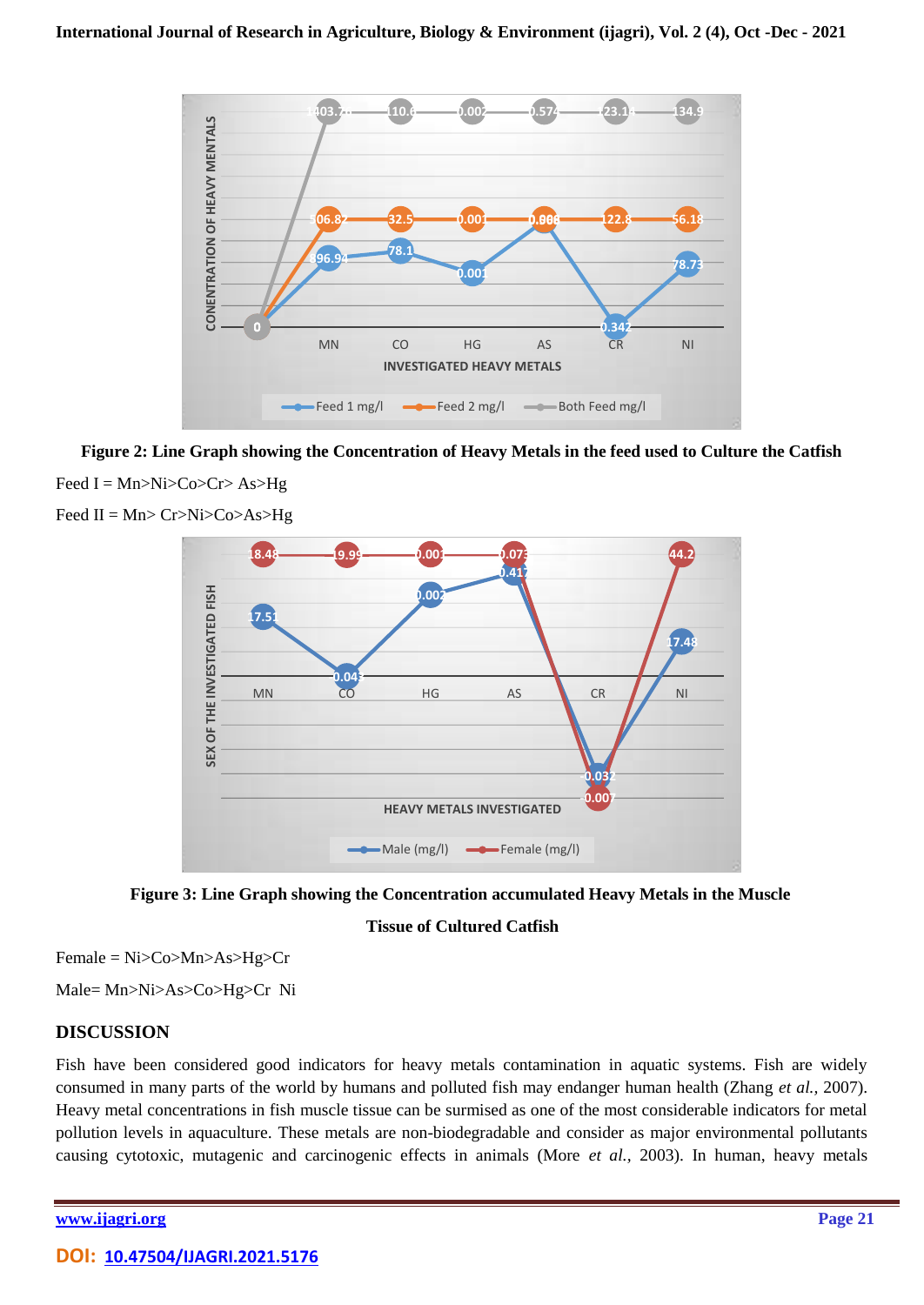**Figure 2: Line Graph showing the Concentration of Heavy Metals in the feed used to Culture the Catfish**

Feed I = Mn>Ni>Co>Cr> As>Hg

Feed II = Mn> Cr>Ni>Co>As>Hg

**Figure 3: Line Graph showing the Concentration accumulated Heavy Metals in the Muscle Tissue of Cultured Catfish**

Female = Ni>Co>Mn>As>Hg>Cr

Male= Mn>Ni>As>Co>Hg>Cr Ni

## DISCUSSION

Fish have been considered good indicators for heavy metals contamination in aquatic systems. Fish are widely consumed in many parts of the world by humans and polluted fish may endanger human health (Zhang *et al.*, 2007). Heavy metal concentrations in fish muscle tissue can be surmised as one of the most considerable indicators for metal pollution levels in aquaculture. These metals are non-biodegradable and consider as major environmental pollutants causing cytotoxic, mutagenic and carcinogenic effects in animals (More *et al.*, 2003). In human, heavy metals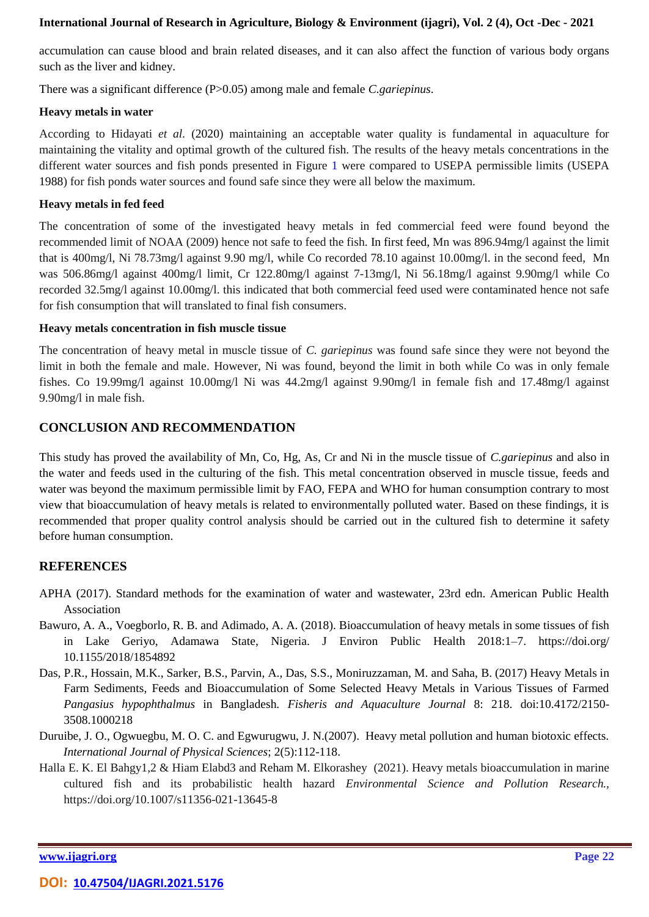accumulation can cause blood and brain related diseases, and it can also affect the function of various body organs such as the liver and kidney.

There was a significant difference (P>0.05) among male and female *C.gariepinus*.

### Heavy metals in water

According to Hidayati *et al*. (2020) maintaining an acceptable water quality is fundamental in aquaculture for maintaining the vitality and optimal growth of the cultured fish. The results of the heavy metals concentrations in the different water sources and fish ponds presented in Figure 1 were compared to USEPA permissible limits (USEPA 1988) for fish ponds water sources and found safe since they were all below the maximum.

### Heavy metals in fed feed

The concentration of some of the investigated heavy metals in fed commercial feed were found beyond the recommended limit of NOAA (2009) hence not safe to feed the fish. In first feed, Mn was 896.94mg/l against the limit that is 400mg/l, Ni 78.73mg/l against 9.90 mg/l, while Co recorded 78.10 against 10.00mg/l. in the second feed, Mn was 506.86mg/l against 400mg/l limit, Cr 122.80mg/l against 7-13mg/l, Ni 56.18mg/l against 9.90mg/l while Co recorded 32.5mg/l against 10.00mg/l. this indicated that both commercial feed used were contaminated hence not safe for fish consumption that will translated to final fish consumers.

### Heavy metals concentration in fish muscle tissue

The concentration of heavy metal in muscle tissue of *C. gariepinus* was found safe since they were not beyond the limit in both the female and male. However, Ni was found, beyond the limit in both while Co was in only female fishes. Co 19.99mg/l against 10.00mg/l Ni was 44.2mg/l against 9.90mg/l in female fish and 17.48mg/l against 9.90mg/l in male fish.

## CONCLUSION AND RECOMMENDATION

This study has proved the availability of Mn, Co, Hg, As, Cr and Ni in the muscle tissue of *C.gariepinus* and also in the water and feeds used in the culturing of the fish. This metal concentration observed in muscle tissue, feeds and water was beyond the maximum permissible limit by FAO, FEPA and WHO for human consumption contrary to most view that bioaccumulation of heavy metals is related to environmentally polluted water. Based on these findings, it is recommended that proper quality control analysis should be carried out in the cultured fish to determine it safety before human consumption.

## REFERENCES

APHA (2017). Standard methods for the examination of water and wastewater, 23rd edn. American Public Health Association

Bawuro, A. A., Voegborlo, R. B. and Adimado, A. A. (2018). Bioaccumulation of heavy metals in some tissues of fish in Lake Geriyo, Adamawa State, Nigeria. J Environ Public Health 2018:1–7. https://doi.org/ 10.1155/2018/1854892

Das, P.R., Hossain, M.K., Sarker, B.S., Parvin, A., Das, S.S., Moniruzzaman, M. and Saha, B. (2017) Heavy Metals in Farm Sediments, Feeds and Bioaccumulation of Some Selected Heavy Metals in Various Tissues of Farmed *Pangasius hypophthalmus* in Bangladesh. *Fisheris and Aquaculture Journal* 8: 218. doi:10.4172/2150-3508.1000218

Duruibe, J. O., Ogwuegbu, M. O. C. and Egwurugwu, J. N.(2007). Heavy metal pollution and human biotoxic effects. *International Journal of Physical Sciences*; 2(5):112-118.

Halla E. K. El Bahgy1,2 & Hiam Elabd3 and Reham M. Elkorashey (2021). Heavy metals bioaccumulation in marine cultured fish and its probabilistic health hazard *Environmental Science and Pollution Research.*, https://doi.org/10.1007/s11356-021-13645-8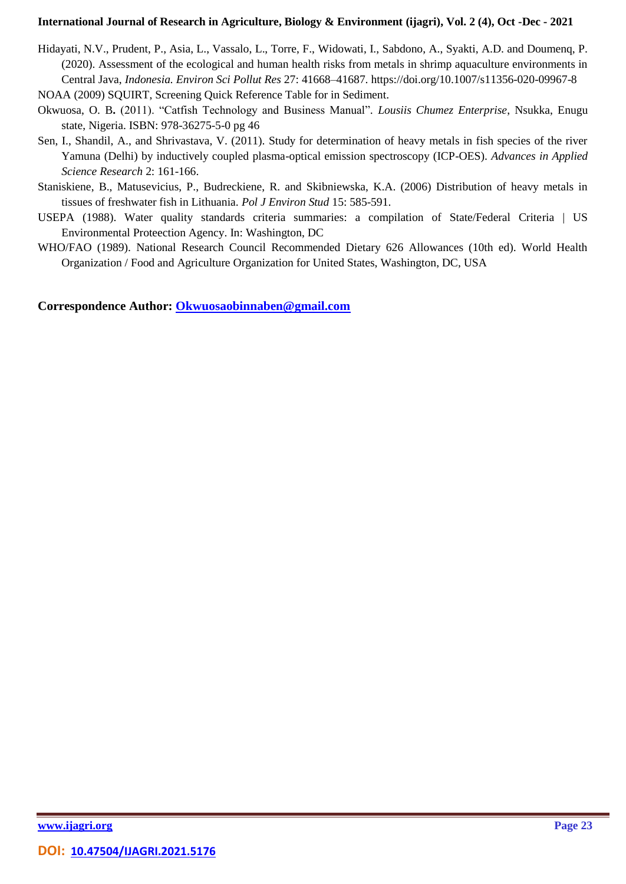Hidayati, N.V., Prudent, P., Asia, L., Vassalo, L., Torre, F., Widowati, I., Sabdono, A., Syakti, A.D. and Doumenq, P. (2020). Assessment of the ecological and human health risks from metals in shrimp aquaculture environments in Central Java, *Indonesia. Environ Sci Pollut Res* 27: 41668–41687. https://doi.org/10.1007/s11356-020-09967-8

NOAA (2009) SQUIRT, Screening Quick Reference Table for in Sediment.

Okwuosa, O. B**.** (2011). "Catfish Technology and Business Manual". *Lousiis Chumez Enterprise*, Nsukka, Enugu state, Nigeria. ISBN: 978-36275-5-0 pg 46

Sen, I., Shandil, A., and Shrivastava, V. (2011). Study for determination of heavy metals in fish species of the river Yamuna (Delhi) by inductively coupled plasma-optical emission spectroscopy (ICP-OES). *Advances in Applied Science Research* 2: 161-166.

Staniskiene, B., Matusevicius, P., Budreckiene, R. and Skibniewska, K.A. (2006) Distribution of heavy metals in tissues of freshwater fish in Lithuania. *Pol J Environ Stud* 15: 585-591.

USEPA (1988). Water quality standards criteria summaries: a compilation of State/Federal Criteria | US Environmental Proteection Agency. In: Washington, DC

WHO/FAO (1989). National Research Council Recommended Dietary 626 Allowances (10th ed). World Health Organization / Food and Agriculture Organization for United States, Washington, DC, USA

**Correspondence Author: Okwuosaobinnaben@gmail.com**